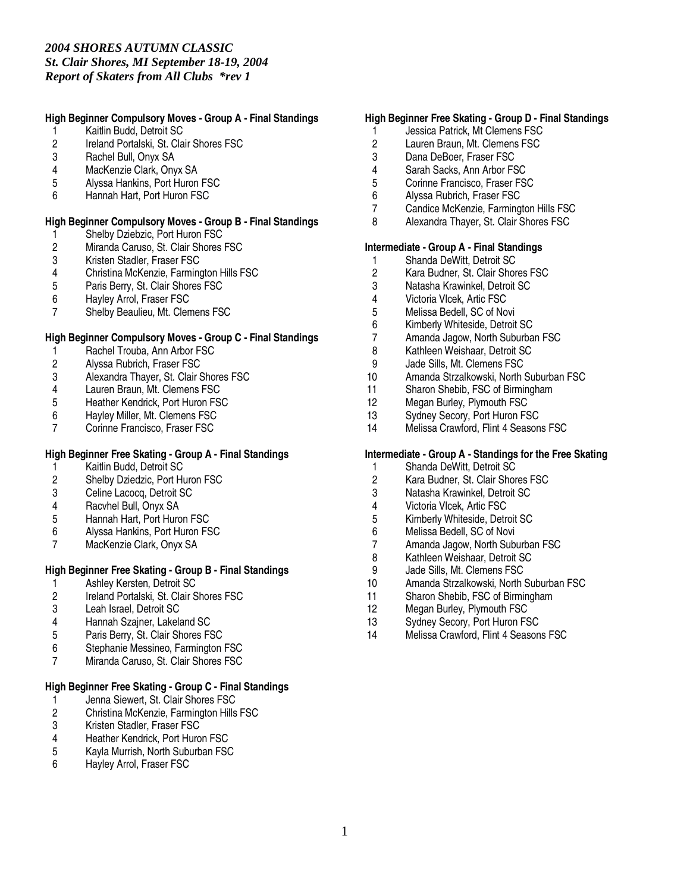*2004 SHORES AUTUMN CLASSIC*
*St. Clair Shores, MI September 18-19, 2004*
*Report of Skaters from All Clubs \*rev 1*

**High Beginner Compulsory Moves - Group A - Final Standings**

1. Kaitlin Budd, Detroit SC
2. Ireland Portalski, St. Clair Shores FSC
3. Rachel Bull, Onyx SA
4. MacKenzie Clark, Onyx SA
5. Alyssa Hankins, Port Huron FSC
6. Hannah Hart, Port Huron FSC

**High Beginner Compulsory Moves - Group B - Final Standings**

1. Shelby Dziebzic, Port Huron FSC
2. Miranda Caruso, St. Clair Shores FSC
3. Kristen Stadler, Fraser FSC
4. Christina McKenzie, Farmington Hills FSC
5. Paris Berry, St. Clair Shores FSC
6. Hayley Arrol, Fraser FSC
7. Shelby Beaulieu, Mt. Clemens FSC

**High Beginner Compulsory Moves - Group C - Final Standings**

1. Rachel Trouba, Ann Arbor FSC
2. Alyssa Rubrich, Fraser FSC
3. Alexandra Thayer, St. Clair Shores FSC
4. Lauren Braun, Mt. Clemens FSC
5. Heather Kendrick, Port Huron FSC
6. Hayley Miller, Mt. Clemens FSC
7. Corinne Francisco, Fraser FSC

**High Beginner Free Skating - Group A - Final Standings**

1. Kaitlin Budd, Detroit SC
2. Shelby Dziedzic, Port Huron FSC
3. Celine Lacocq, Detroit SC
4. Racvhel Bull, Onyx SA
5. Hannah Hart, Port Huron FSC
6. Alyssa Hankins, Port Huron FSC
7. MacKenzie Clark, Onyx SA

**High Beginner Free Skating - Group B - Final Standings**

1. Ashley Kersten, Detroit SC
2. Ireland Portalski, St. Clair Shores FSC
3. Leah Israel, Detroit SC
4. Hannah Szajner, Lakeland SC
5. Paris Berry, St. Clair Shores FSC
6. Stephanie Messineo, Farmington FSC
7. Miranda Caruso, St. Clair Shores FSC

**High Beginner Free Skating - Group C - Final Standings**

1. Jenna Siewert, St. Clair Shores FSC
2. Christina McKenzie, Farmington Hills FSC
3. Kristen Stadler, Fraser FSC
4. Heather Kendrick, Port Huron FSC
5. Kayla Murrish, North Suburban FSC
6. Hayley Arrol, Fraser FSC

**High Beginner Free Skating - Group D - Final Standings**

1. Jessica Patrick, Mt Clemens FSC
2. Lauren Braun, Mt. Clemens FSC
3. Dana DeBoer, Fraser FSC
4. Sarah Sacks, Ann Arbor FSC
5. Corinne Francisco, Fraser FSC
6. Alyssa Rubrich, Fraser FSC
7. Candice McKenzie, Farmington Hills FSC
8. Alexandra Thayer, St. Clair Shores FSC

**Intermediate - Group A - Final Standings**

1. Shanda DeWitt, Detroit SC
2. Kara Budner, St. Clair Shores FSC
3. Natasha Krawinkel, Detroit SC
4. Victoria Vlcek, Artic FSC
5. Melissa Bedell, SC of Novi
6. Kimberly Whiteside, Detroit SC
7. Amanda Jagow, North Suburban FSC
8. Kathleen Weishaar, Detroit SC
9. Jade Sills, Mt. Clemens FSC
10. Amanda Strzalkowski, North Suburban FSC
11. Sharon Shebib, FSC of Birmingham
12. Megan Burley, Plymouth FSC
13. Sydney Secory, Port Huron FSC
14. Melissa Crawford, Flint 4 Seasons FSC

**Intermediate - Group A - Standings for the Free Skating**

1. Shanda DeWitt, Detroit SC
2. Kara Budner, St. Clair Shores FSC
3. Natasha Krawinkel, Detroit SC
4. Victoria Vlcek, Artic FSC
5. Kimberly Whiteside, Detroit SC
6. Melissa Bedell, SC of Novi
7. Amanda Jagow, North Suburban FSC
8. Kathleen Weishaar, Detroit SC
9. Jade Sills, Mt. Clemens FSC
10. Amanda Strzalkowski, North Suburban FSC
11. Sharon Shebib, FSC of Birmingham
12. Megan Burley, Plymouth FSC
13. Sydney Secory, Port Huron FSC
14. Melissa Crawford, Flint 4 Seasons FSC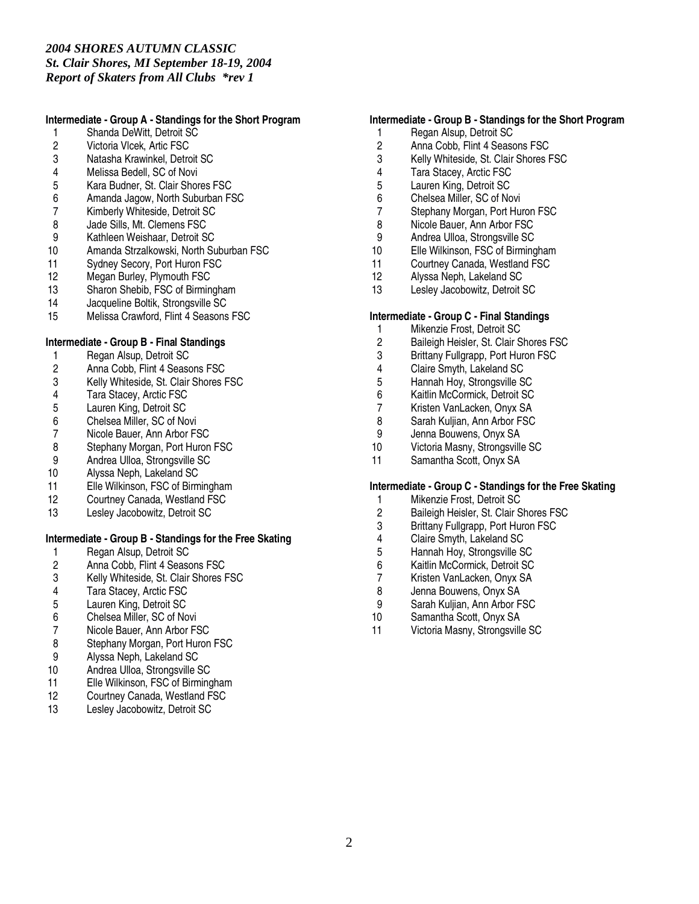***2004 SHORES AUTUMN CLASSIC***
***St. Clair Shores, MI September 18-19, 2004***
***Report of Skaters from All Clubs \*rev 1***

**Intermediate - Group A - Standings for the Short Program**

1. Shanda DeWitt, Detroit SC
2. Victoria Vlcek, Artic FSC
3. Natasha Krawinkel, Detroit SC
4. Melissa Bedell, SC of Novi
5. Kara Budner, St. Clair Shores FSC
6. Amanda Jagow, North Suburban FSC
7. Kimberly Whiteside, Detroit SC
8. Jade Sills, Mt. Clemens FSC
9. Kathleen Weishaar, Detroit SC
10. Amanda Strzalkowski, North Suburban FSC
11. Sydney Secory, Port Huron FSC
12. Megan Burley, Plymouth FSC
13. Sharon Shebib, FSC of Birmingham
14. Jacqueline Boltik, Strongsville SC
15. Melissa Crawford, Flint 4 Seasons FSC

**Intermediate - Group B - Final Standings**

1. Regan Alsup, Detroit SC
2. Anna Cobb, Flint 4 Seasons FSC
3. Kelly Whiteside, St. Clair Shores FSC
4. Tara Stacey, Arctic FSC
5. Lauren King, Detroit SC
6. Chelsea Miller, SC of Novi
7. Nicole Bauer, Ann Arbor FSC
8. Stephany Morgan, Port Huron FSC
9. Andrea Ulloa, Strongsville SC
10. Alyssa Neph, Lakeland SC
11. Elle Wilkinson, FSC of Birmingham
12. Courtney Canada, Westland FSC
13. Lesley Jacobowitz, Detroit SC

**Intermediate - Group B - Standings for the Free Skating**

1. Regan Alsup, Detroit SC
2. Anna Cobb, Flint 4 Seasons FSC
3. Kelly Whiteside, St. Clair Shores FSC
4. Tara Stacey, Arctic FSC
5. Lauren King, Detroit SC
6. Chelsea Miller, SC of Novi
7. Nicole Bauer, Ann Arbor FSC
8. Stephany Morgan, Port Huron FSC
9. Alyssa Neph, Lakeland SC
10. Andrea Ulloa, Strongsville SC
11. Elle Wilkinson, FSC of Birmingham
12. Courtney Canada, Westland FSC
13. Lesley Jacobowitz, Detroit SC

**Intermediate - Group B - Standings for the Short Program**

1. Regan Alsup, Detroit SC
2. Anna Cobb, Flint 4 Seasons FSC
3. Kelly Whiteside, St. Clair Shores FSC
4. Tara Stacey, Arctic FSC
5. Lauren King, Detroit SC
6. Chelsea Miller, SC of Novi
7. Stephany Morgan, Port Huron FSC
8. Nicole Bauer, Ann Arbor FSC
9. Andrea Ulloa, Strongsville SC
10. Elle Wilkinson, FSC of Birmingham
11. Courtney Canada, Westland FSC
12. Alyssa Neph, Lakeland SC
13. Lesley Jacobowitz, Detroit SC

**Intermediate - Group C - Final Standings**

1. Mikenzie Frost, Detroit SC
2. Baileigh Heisler, St. Clair Shores FSC
3. Brittany Fullgrapp, Port Huron FSC
4. Claire Smyth, Lakeland SC
5. Hannah Hoy, Strongsville SC
6. Kaitlin McCormick, Detroit SC
7. Kristen VanLacken, Onyx SA
8. Sarah Kuljian, Ann Arbor FSC
9. Jenna Bouwens, Onyx SA
10. Victoria Masny, Strongsville SC
11. Samantha Scott, Onyx SA

**Intermediate - Group C - Standings for the Free Skating**

1. Mikenzie Frost, Detroit SC
2. Baileigh Heisler, St. Clair Shores FSC
3. Brittany Fullgrapp, Port Huron FSC
4. Claire Smyth, Lakeland SC
5. Hannah Hoy, Strongsville SC
6. Kaitlin McCormick, Detroit SC
7. Kristen VanLacken, Onyx SA
8. Jenna Bouwens, Onyx SA
9. Sarah Kuljian, Ann Arbor FSC
10. Samantha Scott, Onyx SA
11. Victoria Masny, Strongsville SC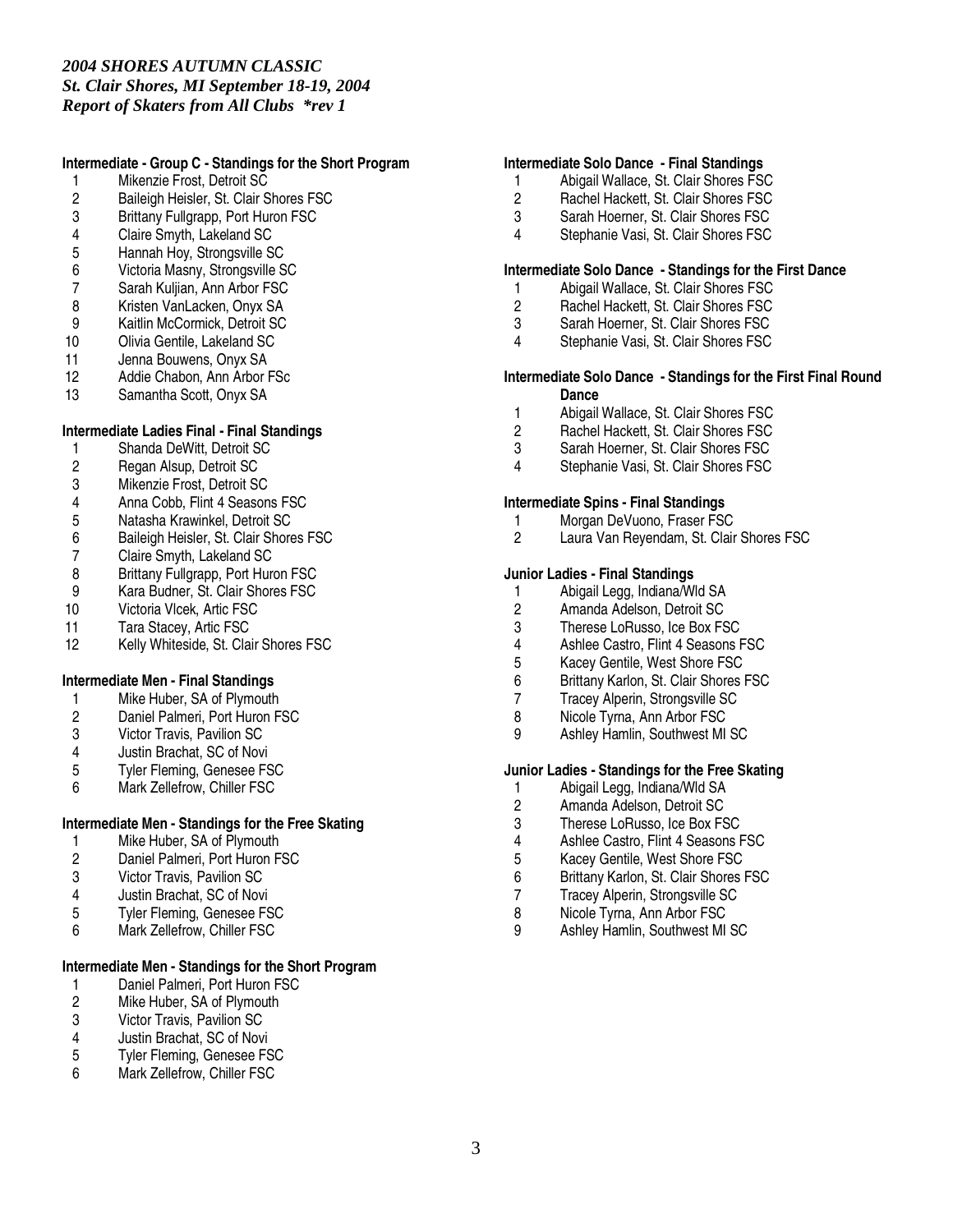*2004 SHORES AUTUMN CLASSIC*
*St. Clair Shores, MI September 18-19, 2004*
*Report of Skaters from All Clubs \*rev 1*

**Intermediate - Group C - Standings for the Short Program**

1. Mikenzie Frost, Detroit SC
2. Baileigh Heisler, St. Clair Shores FSC
3. Brittany Fullgrapp, Port Huron FSC
4. Claire Smyth, Lakeland SC
5. Hannah Hoy, Strongsville SC
6. Victoria Masny, Strongsville SC
7. Sarah Kuljian, Ann Arbor FSC
8. Kristen VanLacken, Onyx SA
9. Kaitlin McCormick, Detroit SC
10. Olivia Gentile, Lakeland SC
11. Jenna Bouwens, Onyx SA
12. Addie Chabon, Ann Arbor FSc
13. Samantha Scott, Onyx SA

**Intermediate Ladies Final - Final Standings**

1. Shanda DeWitt, Detroit SC
2. Regan Alsup, Detroit SC
3. Mikenzie Frost, Detroit SC
4. Anna Cobb, Flint 4 Seasons FSC
5. Natasha Krawinkel, Detroit SC
6. Baileigh Heisler, St. Clair Shores FSC
7. Claire Smyth, Lakeland SC
8. Brittany Fullgrapp, Port Huron FSC
9. Kara Budner, St. Clair Shores FSC
10. Victoria Vlcek, Artic FSC
11. Tara Stacey, Artic FSC
12. Kelly Whiteside, St. Clair Shores FSC

**Intermediate Men - Final Standings**

1. Mike Huber, SA of Plymouth
2. Daniel Palmeri, Port Huron FSC
3. Victor Travis, Pavilion SC
4. Justin Brachat, SC of Novi
5. Tyler Fleming, Genesee FSC
6. Mark Zellefrow, Chiller FSC

**Intermediate Men - Standings for the Free Skating**

1. Mike Huber, SA of Plymouth
2. Daniel Palmeri, Port Huron FSC
3. Victor Travis, Pavilion SC
4. Justin Brachat, SC of Novi
5. Tyler Fleming, Genesee FSC
6. Mark Zellefrow, Chiller FSC

**Intermediate Men - Standings for the Short Program**

1. Daniel Palmeri, Port Huron FSC
2. Mike Huber, SA of Plymouth
3. Victor Travis, Pavilion SC
4. Justin Brachat, SC of Novi
5. Tyler Fleming, Genesee FSC
6. Mark Zellefrow, Chiller FSC

**Intermediate Solo Dance - Final Standings**

1. Abigail Wallace, St. Clair Shores FSC
2. Rachel Hackett, St. Clair Shores FSC
3. Sarah Hoerner, St. Clair Shores FSC
4. Stephanie Vasi, St. Clair Shores FSC

**Intermediate Solo Dance - Standings for the First Dance**

1. Abigail Wallace, St. Clair Shores FSC
2. Rachel Hackett, St. Clair Shores FSC
3. Sarah Hoerner, St. Clair Shores FSC
4. Stephanie Vasi, St. Clair Shores FSC

**Intermediate Solo Dance - Standings for the First Final Round Dance**

1. Abigail Wallace, St. Clair Shores FSC
2. Rachel Hackett, St. Clair Shores FSC
3. Sarah Hoerner, St. Clair Shores FSC
4. Stephanie Vasi, St. Clair Shores FSC

**Intermediate Spins - Final Standings**

1. Morgan DeVuono, Fraser FSC
2. Laura Van Reyendam, St. Clair Shores FSC

**Junior Ladies - Final Standings**

1. Abigail Legg, Indiana/Wld SA
2. Amanda Adelson, Detroit SC
3. Therese LoRusso, Ice Box FSC
4. Ashlee Castro, Flint 4 Seasons FSC
5. Kacey Gentile, West Shore FSC
6. Brittany Karlon, St. Clair Shores FSC
7. Tracey Alperin, Strongsville SC
8. Nicole Tyrna, Ann Arbor FSC
9. Ashley Hamlin, Southwest MI SC

**Junior Ladies - Standings for the Free Skating**

1. Abigail Legg, Indiana/Wld SA
2. Amanda Adelson, Detroit SC
3. Therese LoRusso, Ice Box FSC
4. Ashlee Castro, Flint 4 Seasons FSC
5. Kacey Gentile, West Shore FSC
6. Brittany Karlon, St. Clair Shores FSC
7. Tracey Alperin, Strongsville SC
8. Nicole Tyrna, Ann Arbor FSC
9. Ashley Hamlin, Southwest MI SC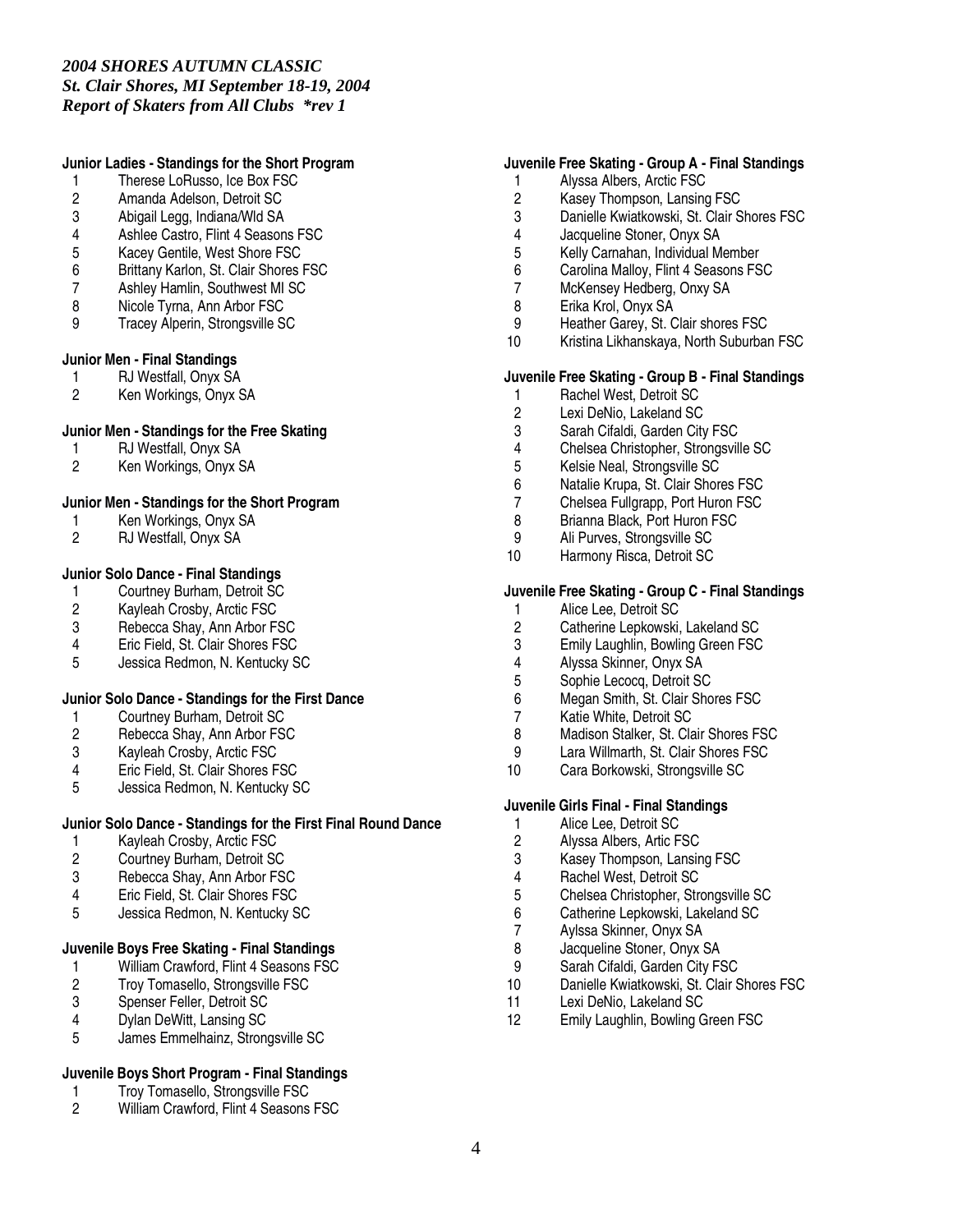*2004 SHORES AUTUMN CLASSIC*
*St. Clair Shores, MI September 18-19, 2004*
*Report of Skaters from All Clubs \*rev 1*

**Junior Ladies - Standings for the Short Program**

1. Therese LoRusso, Ice Box FSC
2. Amanda Adelson, Detroit SC
3. Abigail Legg, Indiana/Wld SA
4. Ashlee Castro, Flint 4 Seasons FSC
5. Kacey Gentile, West Shore FSC
6. Brittany Karlon, St. Clair Shores FSC
7. Ashley Hamlin, Southwest MI SC
8. Nicole Tyrna, Ann Arbor FSC
9. Tracey Alperin, Strongsville SC

**Junior Men - Final Standings**

1. RJ Westfall, Onyx SA
2. Ken Workings, Onyx SA

**Junior Men - Standings for the Free Skating**

1. RJ Westfall, Onyx SA
2. Ken Workings, Onyx SA

**Junior Men - Standings for the Short Program**

1. Ken Workings, Onyx SA
2. RJ Westfall, Onyx SA

**Junior Solo Dance - Final Standings**

1. Courtney Burham, Detroit SC
2. Kayleah Crosby, Arctic FSC
3. Rebecca Shay, Ann Arbor FSC
4. Eric Field, St. Clair Shores FSC
5. Jessica Redmon, N. Kentucky SC

**Junior Solo Dance - Standings for the First Dance**

1. Courtney Burham, Detroit SC
2. Rebecca Shay, Ann Arbor FSC
3. Kayleah Crosby, Arctic FSC
4. Eric Field, St. Clair Shores FSC
5. Jessica Redmon, N. Kentucky SC

**Junior Solo Dance - Standings for the First Final Round Dance**

1. Kayleah Crosby, Arctic FSC
2. Courtney Burham, Detroit SC
3. Rebecca Shay, Ann Arbor FSC
4. Eric Field, St. Clair Shores FSC
5. Jessica Redmon, N. Kentucky SC

**Juvenile Boys Free Skating - Final Standings**

1. William Crawford, Flint 4 Seasons FSC
2. Troy Tomasello, Strongsville FSC
3. Spenser Feller, Detroit SC
4. Dylan DeWitt, Lansing SC
5. James Emmelhainz, Strongsville SC

**Juvenile Boys Short Program - Final Standings**

1. Troy Tomasello, Strongsville FSC
2. William Crawford, Flint 4 Seasons FSC

**Juvenile Free Skating - Group A - Final Standings**

1. Alyssa Albers, Arctic FSC
2. Kasey Thompson, Lansing FSC
3. Danielle Kwiatkowski, St. Clair Shores FSC
4. Jacqueline Stoner, Onyx SA
5. Kelly Carnahan, Individual Member
6. Carolina Malloy, Flint 4 Seasons FSC
7. McKensey Hedberg, Onxy SA
8. Erika Krol, Onyx SA
9. Heather Garey, St. Clair shores FSC
10. Kristina Likhanskaya, North Suburban FSC

**Juvenile Free Skating - Group B - Final Standings**

1. Rachel West, Detroit SC
2. Lexi DeNio, Lakeland SC
3. Sarah Cifaldi, Garden City FSC
4. Chelsea Christopher, Strongsville SC
5. Kelsie Neal, Strongsville SC
6. Natalie Krupa, St. Clair Shores FSC
7. Chelsea Fullgrapp, Port Huron FSC
8. Brianna Black, Port Huron FSC
9. Ali Purves, Strongsville SC
10. Harmony Risca, Detroit SC

**Juvenile Free Skating - Group C - Final Standings**

1. Alice Lee, Detroit SC
2. Catherine Lepkowski, Lakeland SC
3. Emily Laughlin, Bowling Green FSC
4. Alyssa Skinner, Onyx SA
5. Sophie Lecocq, Detroit SC
6. Megan Smith, St. Clair Shores FSC
7. Katie White, Detroit SC
8. Madison Stalker, St. Clair Shores FSC
9. Lara Willmarth, St. Clair Shores FSC
10. Cara Borkowski, Strongsville SC

**Juvenile Girls Final - Final Standings**

1. Alice Lee, Detroit SC
2. Alyssa Albers, Artic FSC
3. Kasey Thompson, Lansing FSC
4. Rachel West, Detroit SC
5. Chelsea Christopher, Strongsville SC
6. Catherine Lepkowski, Lakeland SC
7. Aylssa Skinner, Onyx SA
8. Jacqueline Stoner, Onyx SA
9. Sarah Cifaldi, Garden City FSC
10. Danielle Kwiatkowski, St. Clair Shores FSC
11. Lexi DeNio, Lakeland SC
12. Emily Laughlin, Bowling Green FSC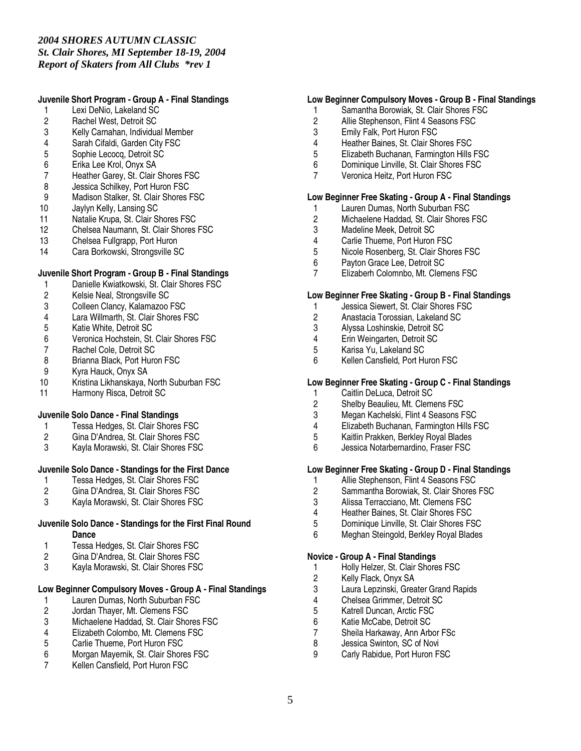*2004 SHORES AUTUMN CLASSIC*
*St. Clair Shores, MI September 18-19, 2004*
*Report of Skaters from All Clubs \*rev 1*

**Juvenile Short Program - Group A - Final Standings**

1 Lexi DeNio, Lakeland SC
2 Rachel West, Detroit SC
3 Kelly Carnahan, Individual Member
4 Sarah Cifaldi, Garden City FSC
5 Sophie Lecocq, Detroit SC
6 Erika Lee Krol, Onyx SA
7 Heather Garey, St. Clair Shores FSC
8 Jessica Schilkey, Port Huron FSC
9 Madison Stalker, St. Clair Shores FSC
10 Jaylyn Kelly, Lansing SC
11 Natalie Krupa, St. Clair Shores FSC
12 Chelsea Naumann, St. Clair Shores FSC
13 Chelsea Fullgrapp, Port Huron
14 Cara Borkowski, Strongsville SC

**Juvenile Short Program - Group B - Final Standings**

1 Danielle Kwiatkowski, St. Clair Shores FSC
2 Kelsie Neal, Strongsville SC
3 Colleen Clancy, Kalamazoo FSC
4 Lara Willmarth, St. Clair Shores FSC
5 Katie White, Detroit SC
6 Veronica Hochstein, St. Clair Shores FSC
7 Rachel Cole, Detroit SC
8 Brianna Black, Port Huron FSC
9 Kyra Hauck, Onyx SA
10 Kristina Likhanskaya, North Suburban FSC
11 Harmony Risca, Detroit SC

**Juvenile Solo Dance - Final Standings**

1 Tessa Hedges, St. Clair Shores FSC
2 Gina D'Andrea, St. Clair Shores FSC
3 Kayla Morawski, St. Clair Shores FSC

**Juvenile Solo Dance - Standings for the First Dance**

1 Tessa Hedges, St. Clair Shores FSC
2 Gina D'Andrea, St. Clair Shores FSC
3 Kayla Morawski, St. Clair Shores FSC

**Juvenile Solo Dance - Standings for the First Final Round Dance**

1 Tessa Hedges, St. Clair Shores FSC
2 Gina D'Andrea, St. Clair Shores FSC
3 Kayla Morawski, St. Clair Shores FSC

**Low Beginner Compulsory Moves - Group A - Final Standings**

1 Lauren Dumas, North Suburban FSC
2 Jordan Thayer, Mt. Clemens FSC
3 Michaelene Haddad, St. Clair Shores FSC
4 Elizabeth Colombo, Mt. Clemens FSC
5 Carlie Thueme, Port Huron FSC
6 Morgan Mayernik, St. Clair Shores FSC
7 Kellen Cansfield, Port Huron FSC

**Low Beginner Compulsory Moves - Group B - Final Standings**

1 Samantha Borowiak, St. Clair Shores FSC
2 Allie Stephenson, Flint 4 Seasons FSC
3 Emily Falk, Port Huron FSC
4 Heather Baines, St. Clair Shores FSC
5 Elizabeth Buchanan, Farmington Hills FSC
6 Dominique Linville, St. Clair Shores FSC
7 Veronica Heitz, Port Huron FSC

**Low Beginner Free Skating - Group A - Final Standings**

1 Lauren Dumas, North Suburban FSC
2 Michaelene Haddad, St. Clair Shores FSC
3 Madeline Meek, Detroit SC
4 Carlie Thueme, Port Huron FSC
5 Nicole Rosenberg, St. Clair Shores FSC
6 Payton Grace Lee, Detroit SC
7 Elizaberh Colomnbo, Mt. Clemens FSC

**Low Beginner Free Skating - Group B - Final Standings**

1 Jessica Siewert, St. Clair Shores FSC
2 Anastacia Torossian, Lakeland SC
3 Alyssa Loshinskie, Detroit SC
4 Erin Weingarten, Detroit SC
5 Karisa Yu, Lakeland SC
6 Kellen Cansfield, Port Huron FSC

**Low Beginner Free Skating - Group C - Final Standings**

1 Caitlin DeLuca, Detroit SC
2 Shelby Beaulieu, Mt. Clemens FSC
3 Megan Kachelski, Flint 4 Seasons FSC
4 Elizabeth Buchanan, Farmington Hills FSC
5 Kaitlin Prakken, Berkley Royal Blades
6 Jessica Notarbernardino, Fraser FSC

**Low Beginner Free Skating - Group D - Final Standings**

1 Allie Stephenson, Flint 4 Seasons FSC
2 Sammantha Borowiak, St. Clair Shores FSC
3 Alissa Terracciano, Mt. Clemens FSC
4 Heather Baines, St. Clair Shores FSC
5 Dominique Linville, St. Clair Shores FSC
6 Meghan Steingold, Berkley Royal Blades

**Novice - Group A - Final Standings**

1 Holly Helzer, St. Clair Shores FSC
2 Kelly Flack, Onyx SA
3 Laura Lepzinski, Greater Grand Rapids
4 Chelsea Grimmer, Detroit SC
5 Katrell Duncan, Arctic FSC
6 Katie McCabe, Detroit SC
7 Sheila Harkaway, Ann Arbor FSc
8 Jessica Swinton, SC of Novi
9 Carly Rabidue, Port Huron FSC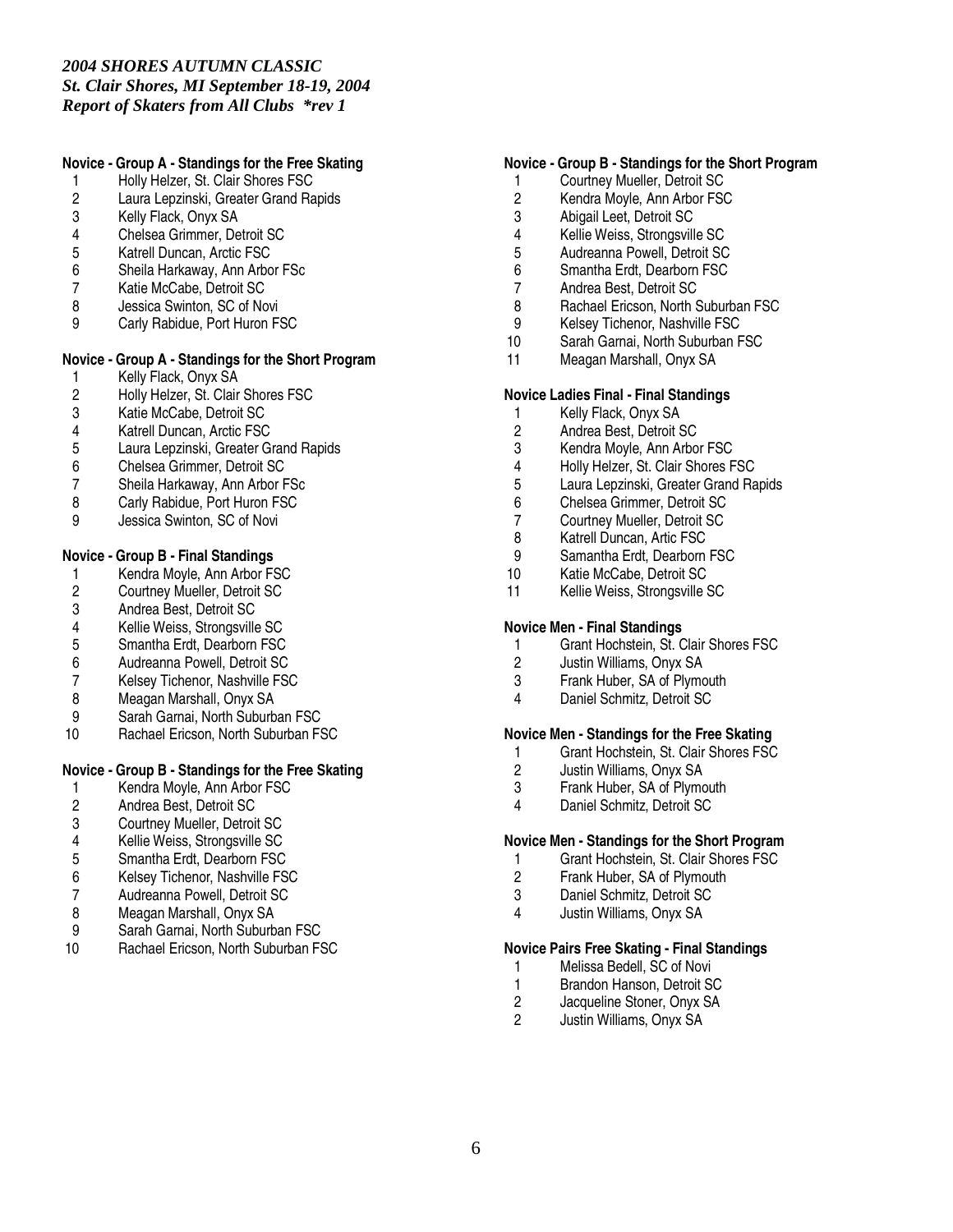*2004 SHORES AUTUMN CLASSIC*
*St. Clair Shores, MI September 18-19, 2004*
*Report of Skaters from All Clubs \*rev 1*

**Novice - Group A - Standings for the Free Skating**

1 Holly Helzer, St. Clair Shores FSC
2 Laura Lepzinski, Greater Grand Rapids
3 Kelly Flack, Onyx SA
4 Chelsea Grimmer, Detroit SC
5 Katrell Duncan, Arctic FSC
6 Sheila Harkaway, Ann Arbor FSc
7 Katie McCabe, Detroit SC
8 Jessica Swinton, SC of Novi
9 Carly Rabidue, Port Huron FSC

**Novice - Group A - Standings for the Short Program**

1 Kelly Flack, Onyx SA
2 Holly Helzer, St. Clair Shores FSC
3 Katie McCabe, Detroit SC
4 Katrell Duncan, Arctic FSC
5 Laura Lepzinski, Greater Grand Rapids
6 Chelsea Grimmer, Detroit SC
7 Sheila Harkaway, Ann Arbor FSc
8 Carly Rabidue, Port Huron FSC
9 Jessica Swinton, SC of Novi

**Novice - Group B - Final Standings**

1 Kendra Moyle, Ann Arbor FSC
2 Courtney Mueller, Detroit SC
3 Andrea Best, Detroit SC
4 Kellie Weiss, Strongsville SC
5 Smantha Erdt, Dearborn FSC
6 Audreanna Powell, Detroit SC
7 Kelsey Tichenor, Nashville FSC
8 Meagan Marshall, Onyx SA
9 Sarah Garnai, North Suburban FSC
10 Rachael Ericson, North Suburban FSC

**Novice - Group B - Standings for the Free Skating**

1 Kendra Moyle, Ann Arbor FSC
2 Andrea Best, Detroit SC
3 Courtney Mueller, Detroit SC
4 Kellie Weiss, Strongsville SC
5 Smantha Erdt, Dearborn FSC
6 Kelsey Tichenor, Nashville FSC
7 Audreanna Powell, Detroit SC
8 Meagan Marshall, Onyx SA
9 Sarah Garnai, North Suburban FSC
10 Rachael Ericson, North Suburban FSC

**Novice - Group B - Standings for the Short Program**

1 Courtney Mueller, Detroit SC
2 Kendra Moyle, Ann Arbor FSC
3 Abigail Leet, Detroit SC
4 Kellie Weiss, Strongsville SC
5 Audreanna Powell, Detroit SC
6 Smantha Erdt, Dearborn FSC
7 Andrea Best, Detroit SC
8 Rachael Ericson, North Suburban FSC
9 Kelsey Tichenor, Nashville FSC
10 Sarah Garnai, North Suburban FSC
11 Meagan Marshall, Onyx SA

**Novice Ladies Final - Final Standings**

1 Kelly Flack, Onyx SA
2 Andrea Best, Detroit SC
3 Kendra Moyle, Ann Arbor FSC
4 Holly Helzer, St. Clair Shores FSC
5 Laura Lepzinski, Greater Grand Rapids
6 Chelsea Grimmer, Detroit SC
7 Courtney Mueller, Detroit SC
8 Katrell Duncan, Artic FSC
9 Samantha Erdt, Dearborn FSC
10 Katie McCabe, Detroit SC
11 Kellie Weiss, Strongsville SC

**Novice Men - Final Standings**

1 Grant Hochstein, St. Clair Shores FSC
2 Justin Williams, Onyx SA
3 Frank Huber, SA of Plymouth
4 Daniel Schmitz, Detroit SC

**Novice Men - Standings for the Free Skating**

1 Grant Hochstein, St. Clair Shores FSC
2 Justin Williams, Onyx SA
3 Frank Huber, SA of Plymouth
4 Daniel Schmitz, Detroit SC

**Novice Men - Standings for the Short Program**

1 Grant Hochstein, St. Clair Shores FSC
2 Frank Huber, SA of Plymouth
3 Daniel Schmitz, Detroit SC
4 Justin Williams, Onyx SA

**Novice Pairs Free Skating - Final Standings**

1 Melissa Bedell, SC of Novi
1 Brandon Hanson, Detroit SC
2 Jacqueline Stoner, Onyx SA
2 Justin Williams, Onyx SA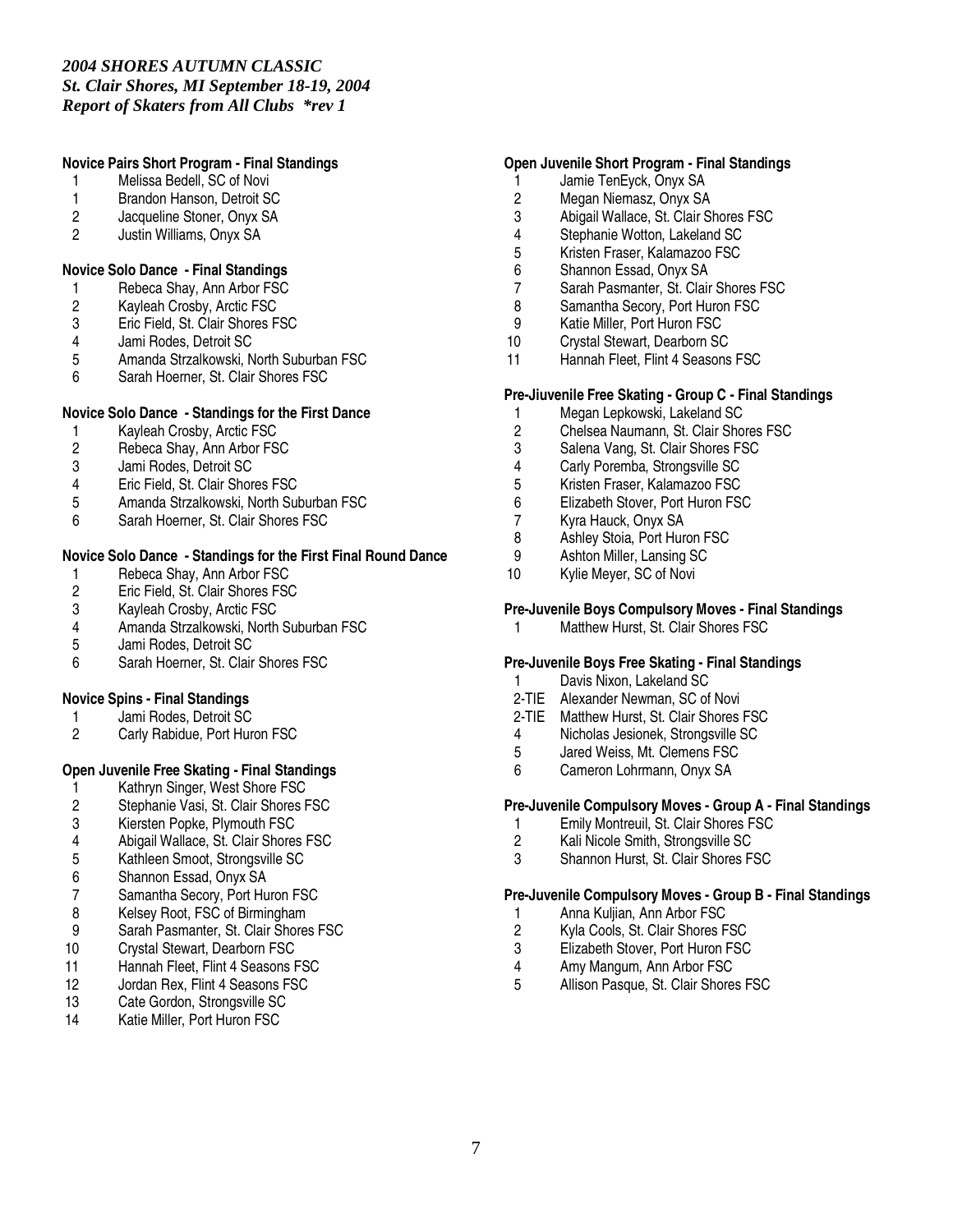*2004 SHORES AUTUMN CLASSIC*
*St. Clair Shores, MI September 18-19, 2004*
*Report of Skaters from All Clubs \*rev 1*

**Novice Pairs Short Program - Final Standings**

1 Melissa Bedell, SC of Novi
1 Brandon Hanson, Detroit SC
2 Jacqueline Stoner, Onyx SA
2 Justin Williams, Onyx SA

**Novice Solo Dance - Final Standings**

1 Rebeca Shay, Ann Arbor FSC
2 Kayleah Crosby, Arctic FSC
3 Eric Field, St. Clair Shores FSC
4 Jami Rodes, Detroit SC
5 Amanda Strzalkowski, North Suburban FSC
6 Sarah Hoerner, St. Clair Shores FSC

**Novice Solo Dance - Standings for the First Dance**

1 Kayleah Crosby, Arctic FSC
2 Rebeca Shay, Ann Arbor FSC
3 Jami Rodes, Detroit SC
4 Eric Field, St. Clair Shores FSC
5 Amanda Strzalkowski, North Suburban FSC
6 Sarah Hoerner, St. Clair Shores FSC

**Novice Solo Dance - Standings for the First Final Round Dance**

1 Rebeca Shay, Ann Arbor FSC
2 Eric Field, St. Clair Shores FSC
3 Kayleah Crosby, Arctic FSC
4 Amanda Strzalkowski, North Suburban FSC
5 Jami Rodes, Detroit SC
6 Sarah Hoerner, St. Clair Shores FSC

**Novice Spins - Final Standings**

1 Jami Rodes, Detroit SC
2 Carly Rabidue, Port Huron FSC

**Open Juvenile Free Skating - Final Standings**

1 Kathryn Singer, West Shore FSC
2 Stephanie Vasi, St. Clair Shores FSC
3 Kiersten Popke, Plymouth FSC
4 Abigail Wallace, St. Clair Shores FSC
5 Kathleen Smoot, Strongsville SC
6 Shannon Essad, Onyx SA
7 Samantha Secory, Port Huron FSC
8 Kelsey Root, FSC of Birmingham
9 Sarah Pasmanter, St. Clair Shores FSC
10 Crystal Stewart, Dearborn FSC
11 Hannah Fleet, Flint 4 Seasons FSC
12 Jordan Rex, Flint 4 Seasons FSC
13 Cate Gordon, Strongsville SC
14 Katie Miller, Port Huron FSC

**Open Juvenile Short Program - Final Standings**

1 Jamie TenEyck, Onyx SA
2 Megan Niemasz, Onyx SA
3 Abigail Wallace, St. Clair Shores FSC
4 Stephanie Wotton, Lakeland SC
5 Kristen Fraser, Kalamazoo FSC
6 Shannon Essad, Onyx SA
7 Sarah Pasmanter, St. Clair Shores FSC
8 Samantha Secory, Port Huron FSC
9 Katie Miller, Port Huron FSC
10 Crystal Stewart, Dearborn SC
11 Hannah Fleet, Flint 4 Seasons FSC

**Pre-Jiuvenile Free Skating - Group C - Final Standings**

1 Megan Lepkowski, Lakeland SC
2 Chelsea Naumann, St. Clair Shores FSC
3 Salena Vang, St. Clair Shores FSC
4 Carly Poremba, Strongsville SC
5 Kristen Fraser, Kalamazoo FSC
6 Elizabeth Stover, Port Huron FSC
7 Kyra Hauck, Onyx SA
8 Ashley Stoia, Port Huron FSC
9 Ashton Miller, Lansing SC
10 Kylie Meyer, SC of Novi

**Pre-Juvenile Boys Compulsory Moves - Final Standings**

1 Matthew Hurst, St. Clair Shores FSC

**Pre-Juvenile Boys Free Skating - Final Standings**

1 Davis Nixon, Lakeland SC
2-TIE Alexander Newman, SC of Novi
2-TIE Matthew Hurst, St. Clair Shores FSC
4 Nicholas Jesionek, Strongsville SC
5 Jared Weiss, Mt. Clemens FSC
6 Cameron Lohrmann, Onyx SA

**Pre-Juvenile Compulsory Moves - Group A - Final Standings**

1 Emily Montreuil, St. Clair Shores FSC
2 Kali Nicole Smith, Strongsville SC
3 Shannon Hurst, St. Clair Shores FSC

**Pre-Juvenile Compulsory Moves - Group B - Final Standings**

1 Anna Kuljian, Ann Arbor FSC
2 Kyla Cools, St. Clair Shores FSC
3 Elizabeth Stover, Port Huron FSC
4 Amy Mangum, Ann Arbor FSC
5 Allison Pasque, St. Clair Shores FSC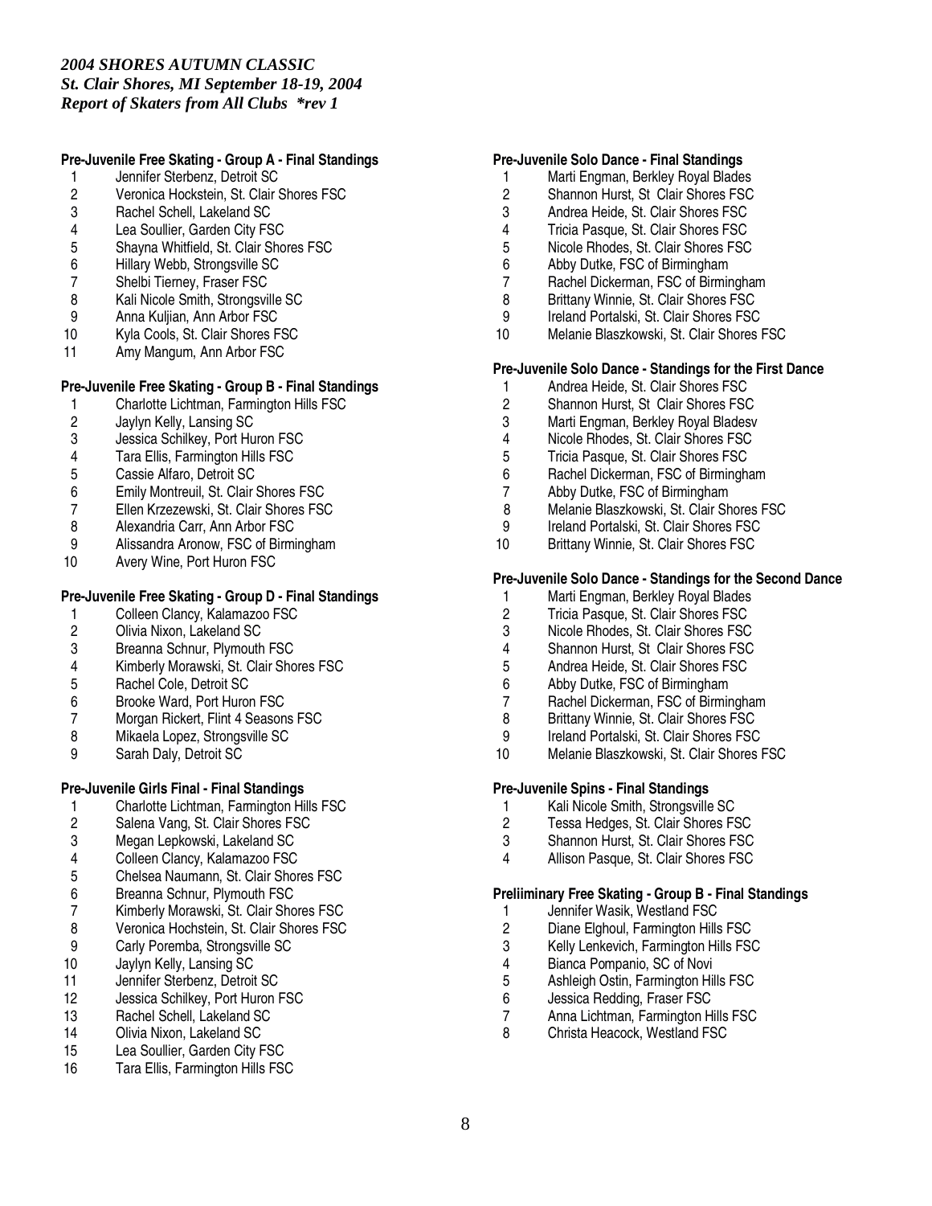*2004 SHORES AUTUMN CLASSIC*
*St. Clair Shores, MI September 18-19, 2004*
*Report of Skaters from All Clubs \*rev 1*

**Pre-Juvenile Free Skating - Group A - Final Standings**

1 Jennifer Sterbenz, Detroit SC
2 Veronica Hockstein, St. Clair Shores FSC
3 Rachel Schell, Lakeland SC
4 Lea Soullier, Garden City FSC
5 Shayna Whitfield, St. Clair Shores FSC
6 Hillary Webb, Strongsville SC
7 Shelbi Tierney, Fraser FSC
8 Kali Nicole Smith, Strongsville SC
9 Anna Kuljian, Ann Arbor FSC
10 Kyla Cools, St. Clair Shores FSC
11 Amy Mangum, Ann Arbor FSC

**Pre-Juvenile Free Skating - Group B - Final Standings**

1 Charlotte Lichtman, Farmington Hills FSC
2 Jaylyn Kelly, Lansing SC
3 Jessica Schilkey, Port Huron FSC
4 Tara Ellis, Farmington Hills FSC
5 Cassie Alfaro, Detroit SC
6 Emily Montreuil, St. Clair Shores FSC
7 Ellen Krzezewski, St. Clair Shores FSC
8 Alexandria Carr, Ann Arbor FSC
9 Alissandra Aronow, FSC of Birmingham
10 Avery Wine, Port Huron FSC

**Pre-Juvenile Free Skating - Group D - Final Standings**

1 Colleen Clancy, Kalamazoo FSC
2 Olivia Nixon, Lakeland SC
3 Breanna Schnur, Plymouth FSC
4 Kimberly Morawski, St. Clair Shores FSC
5 Rachel Cole, Detroit SC
6 Brooke Ward, Port Huron FSC
7 Morgan Rickert, Flint 4 Seasons FSC
8 Mikaela Lopez, Strongsville SC
9 Sarah Daly, Detroit SC

**Pre-Juvenile Girls Final - Final Standings**

1 Charlotte Lichtman, Farmington Hills FSC
2 Salena Vang, St. Clair Shores FSC
3 Megan Lepkowski, Lakeland SC
4 Colleen Clancy, Kalamazoo FSC
5 Chelsea Naumann, St. Clair Shores FSC
6 Breanna Schnur, Plymouth FSC
7 Kimberly Morawski, St. Clair Shores FSC
8 Veronica Hochstein, St. Clair Shores FSC
9 Carly Poremba, Strongsville SC
10 Jaylyn Kelly, Lansing SC
11 Jennifer Sterbenz, Detroit SC
12 Jessica Schilkey, Port Huron FSC
13 Rachel Schell, Lakeland SC
14 Olivia Nixon, Lakeland SC
15 Lea Soullier, Garden City FSC
16 Tara Ellis, Farmington Hills FSC

**Pre-Juvenile Solo Dance - Final Standings**

1 Marti Engman, Berkley Royal Blades
2 Shannon Hurst, St Clair Shores FSC
3 Andrea Heide, St. Clair Shores FSC
4 Tricia Pasque, St. Clair Shores FSC
5 Nicole Rhodes, St. Clair Shores FSC
6 Abby Dutke, FSC of Birmingham
7 Rachel Dickerman, FSC of Birmingham
8 Brittany Winnie, St. Clair Shores FSC
9 Ireland Portalski, St. Clair Shores FSC
10 Melanie Blaszkowski, St. Clair Shores FSC

**Pre-Juvenile Solo Dance - Standings for the First Dance**

1 Andrea Heide, St. Clair Shores FSC
2 Shannon Hurst, St Clair Shores FSC
3 Marti Engman, Berkley Royal Bladesv
4 Nicole Rhodes, St. Clair Shores FSC
5 Tricia Pasque, St. Clair Shores FSC
6 Rachel Dickerman, FSC of Birmingham
7 Abby Dutke, FSC of Birmingham
8 Melanie Blaszkowski, St. Clair Shores FSC
9 Ireland Portalski, St. Clair Shores FSC
10 Brittany Winnie, St. Clair Shores FSC

**Pre-Juvenile Solo Dance - Standings for the Second Dance**

1 Marti Engman, Berkley Royal Blades
2 Tricia Pasque, St. Clair Shores FSC
3 Nicole Rhodes, St. Clair Shores FSC
4 Shannon Hurst, St Clair Shores FSC
5 Andrea Heide, St. Clair Shores FSC
6 Abby Dutke, FSC of Birmingham
7 Rachel Dickerman, FSC of Birmingham
8 Brittany Winnie, St. Clair Shores FSC
9 Ireland Portalski, St. Clair Shores FSC
10 Melanie Blaszkowski, St. Clair Shores FSC

**Pre-Juvenile Spins - Final Standings**

1 Kali Nicole Smith, Strongsville SC
2 Tessa Hedges, St. Clair Shores FSC
3 Shannon Hurst, St. Clair Shores FSC
4 Allison Pasque, St. Clair Shores FSC

**Preliiminary Free Skating - Group B - Final Standings**

1 Jennifer Wasik, Westland FSC
2 Diane Elghoul, Farmington Hills FSC
3 Kelly Lenkevich, Farmington Hills FSC
4 Bianca Pompanio, SC of Novi
5 Ashleigh Ostin, Farmington Hills FSC
6 Jessica Redding, Fraser FSC
7 Anna Lichtman, Farmington Hills FSC
8 Christa Heacock, Westland FSC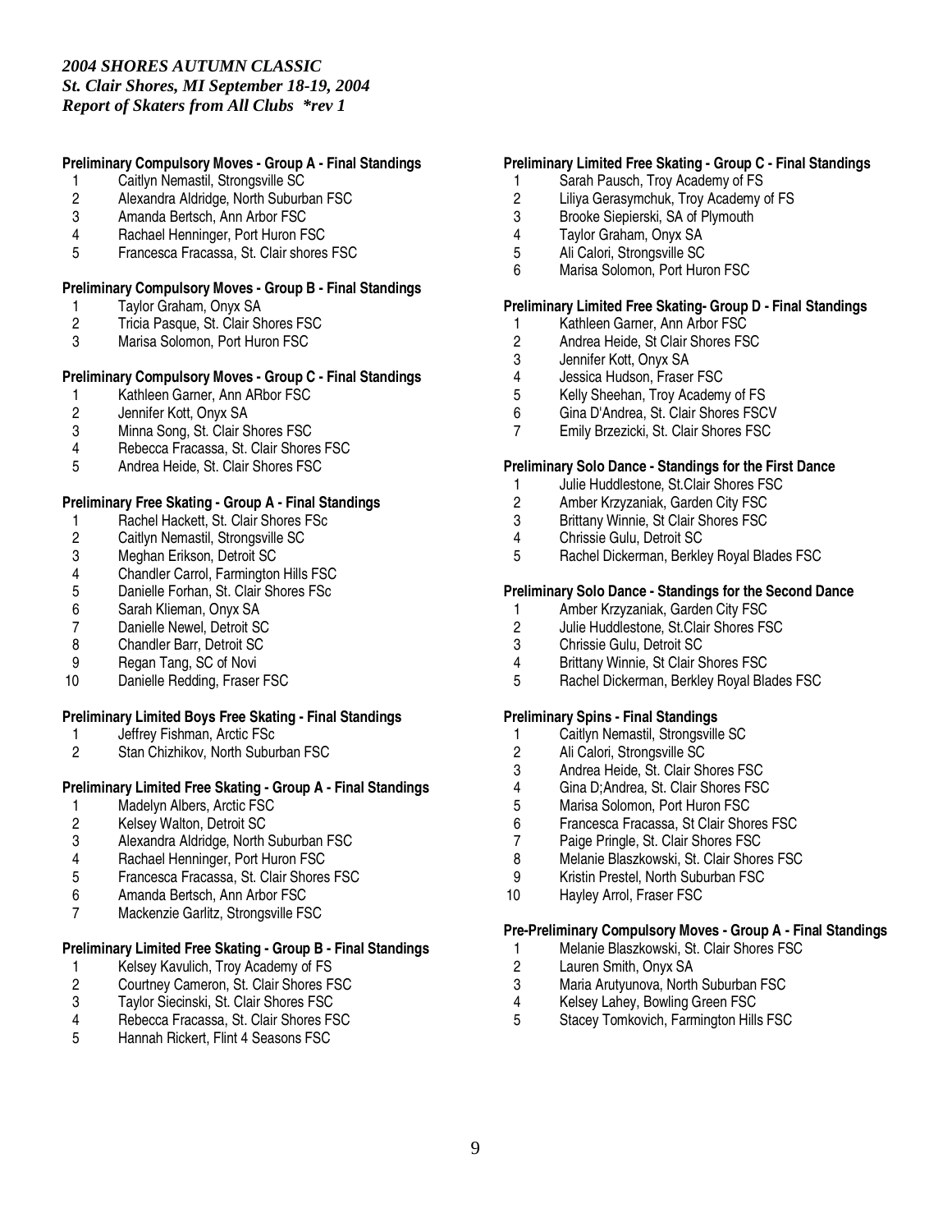*2004 SHORES AUTUMN CLASSIC*
*St. Clair Shores, MI September 18-19, 2004*
*Report of Skaters from All Clubs \*rev 1*

**Preliminary Compulsory Moves - Group A - Final Standings**

1. Caitlyn Nemastil, Strongsville SC
2. Alexandra Aldridge, North Suburban FSC
3. Amanda Bertsch, Ann Arbor FSC
4. Rachael Henninger, Port Huron FSC
5. Francesca Fracassa, St. Clair shores FSC

**Preliminary Compulsory Moves - Group B - Final Standings**

1. Taylor Graham, Onyx SA
2. Tricia Pasque, St. Clair Shores FSC
3. Marisa Solomon, Port Huron FSC

**Preliminary Compulsory Moves - Group C - Final Standings**

1. Kathleen Garner, Ann ARbor FSC
2. Jennifer Kott, Onyx SA
3. Minna Song, St. Clair Shores FSC
4. Rebecca Fracassa, St. Clair Shores FSC
5. Andrea Heide, St. Clair Shores FSC

**Preliminary Free Skating - Group A - Final Standings**

1. Rachel Hackett, St. Clair Shores FSc
2. Caitlyn Nemastil, Strongsville SC
3. Meghan Erikson, Detroit SC
4. Chandler Carrol, Farmington Hills FSC
5. Danielle Forhan, St. Clair Shores FSc
6. Sarah Klieman, Onyx SA
7. Danielle Newel, Detroit SC
8. Chandler Barr, Detroit SC
9. Regan Tang, SC of Novi
10. Danielle Redding, Fraser FSC

**Preliminary Limited Boys Free Skating - Final Standings**

1. Jeffrey Fishman, Arctic FSc
2. Stan Chizhikov, North Suburban FSC

**Preliminary Limited Free Skating - Group A - Final Standings**

1. Madelyn Albers, Arctic FSC
2. Kelsey Walton, Detroit SC
3. Alexandra Aldridge, North Suburban FSC
4. Rachael Henninger, Port Huron FSC
5. Francesca Fracassa, St. Clair Shores FSC
6. Amanda Bertsch, Ann Arbor FSC
7. Mackenzie Garlitz, Strongsville FSC

**Preliminary Limited Free Skating - Group B - Final Standings**

1. Kelsey Kavulich, Troy Academy of FS
2. Courtney Cameron, St. Clair Shores FSC
3. Taylor Siecinski, St. Clair Shores FSC
4. Rebecca Fracassa, St. Clair Shores FSC
5. Hannah Rickert, Flint 4 Seasons FSC

**Preliminary Limited Free Skating - Group C - Final Standings**

1. Sarah Pausch, Troy Academy of FS
2. Liliya Gerasymchuk, Troy Academy of FS
3. Brooke Siepierski, SA of Plymouth
4. Taylor Graham, Onyx SA
5. Ali Calori, Strongsville SC
6. Marisa Solomon, Port Huron FSC

**Preliminary Limited Free Skating- Group D - Final Standings**

1. Kathleen Garner, Ann Arbor FSC
2. Andrea Heide, St Clair Shores FSC
3. Jennifer Kott, Onyx SA
4. Jessica Hudson, Fraser FSC
5. Kelly Sheehan, Troy Academy of FS
6. Gina D'Andrea, St. Clair Shores FSCV
7. Emily Brzezicki, St. Clair Shores FSC

**Preliminary Solo Dance - Standings for the First Dance**

1. Julie Huddlestone, St.Clair Shores FSC
2. Amber Krzyzaniak, Garden City FSC
3. Brittany Winnie, St Clair Shores FSC
4. Chrissie Gulu, Detroit SC
5. Rachel Dickerman, Berkley Royal Blades FSC

**Preliminary Solo Dance - Standings for the Second Dance**

1. Amber Krzyzaniak, Garden City FSC
2. Julie Huddlestone, St.Clair Shores FSC
3. Chrissie Gulu, Detroit SC
4. Brittany Winnie, St Clair Shores FSC
5. Rachel Dickerman, Berkley Royal Blades FSC

**Preliminary Spins - Final Standings**

1. Caitlyn Nemastil, Strongsville SC
2. Ali Calori, Strongsville SC
3. Andrea Heide, St. Clair Shores FSC
4. Gina D;Andrea, St. Clair Shores FSC
5. Marisa Solomon, Port Huron FSC
6. Francesca Fracassa, St Clair Shores FSC
7. Paige Pringle, St. Clair Shores FSC
8. Melanie Blaszkowski, St. Clair Shores FSC
9. Kristin Prestel, North Suburban FSC
10. Hayley Arrol, Fraser FSC

**Pre-Preliminary Compulsory Moves - Group A - Final Standings**

1. Melanie Blaszkowski, St. Clair Shores FSC
2. Lauren Smith, Onyx SA
3. Maria Arutyunova, North Suburban FSC
4. Kelsey Lahey, Bowling Green FSC
5. Stacey Tomkovich, Farmington Hills FSC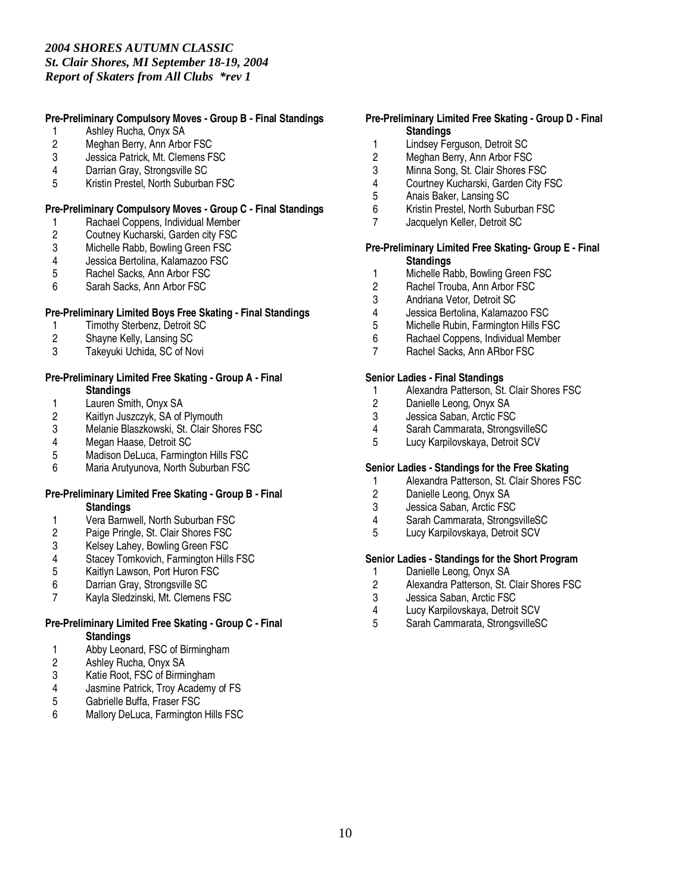*2004 SHORES AUTUMN CLASSIC*
*St. Clair Shores, MI September 18-19, 2004*
*Report of Skaters from All Clubs \*rev 1*

**Pre-Preliminary Compulsory Moves - Group B - Final Standings**

1 Ashley Rucha, Onyx SA
2 Meghan Berry, Ann Arbor FSC
3 Jessica Patrick, Mt. Clemens FSC
4 Darrian Gray, Strongsville SC
5 Kristin Prestel, North Suburban FSC

**Pre-Preliminary Compulsory Moves - Group C - Final Standings**

1 Rachael Coppens, Individual Member
2 Coutney Kucharski, Garden city FSC
3 Michelle Rabb, Bowling Green FSC
4 Jessica Bertolina, Kalamazoo FSC
5 Rachel Sacks, Ann Arbor FSC
6 Sarah Sacks, Ann Arbor FSC

**Pre-Preliminary Limited Boys Free Skating - Final Standings**

1 Timothy Sterbenz, Detroit SC
2 Shayne Kelly, Lansing SC
3 Takeyuki Uchida, SC of Novi

**Pre-Preliminary Limited Free Skating - Group A - Final Standings**

1 Lauren Smith, Onyx SA
2 Kaitlyn Juszczyk, SA of Plymouth
3 Melanie Blaszkowski, St. Clair Shores FSC
4 Megan Haase, Detroit SC
5 Madison DeLuca, Farmington Hills FSC
6 Maria Arutyunova, North Suburban FSC

**Pre-Preliminary Limited Free Skating - Group B - Final Standings**

1 Vera Barnwell, North Suburban FSC
2 Paige Pringle, St. Clair Shores FSC
3 Kelsey Lahey, Bowling Green FSC
4 Stacey Tomkovich, Farmington Hills FSC
5 Kaitlyn Lawson, Port Huron FSC
6 Darrian Gray, Strongsville SC
7 Kayla Sledzinski, Mt. Clemens FSC

**Pre-Preliminary Limited Free Skating - Group C - Final Standings**

1 Abby Leonard, FSC of Birmingham
2 Ashley Rucha, Onyx SA
3 Katie Root, FSC of Birmingham
4 Jasmine Patrick, Troy Academy of FS
5 Gabrielle Buffa, Fraser FSC
6 Mallory DeLuca, Farmington Hills FSC

**Pre-Preliminary Limited Free Skating - Group D - Final Standings**

1 Lindsey Ferguson, Detroit SC
2 Meghan Berry, Ann Arbor FSC
3 Minna Song, St. Clair Shores FSC
4 Courtney Kucharski, Garden City FSC
5 Anais Baker, Lansing SC
6 Kristin Prestel, North Suburban FSC
7 Jacquelyn Keller, Detroit SC

**Pre-Preliminary Limited Free Skating- Group E - Final Standings**

1 Michelle Rabb, Bowling Green FSC
2 Rachel Trouba, Ann Arbor FSC
3 Andriana Vetor, Detroit SC
4 Jessica Bertolina, Kalamazoo FSC
5 Michelle Rubin, Farmington Hills FSC
6 Rachael Coppens, Individual Member
7 Rachel Sacks, Ann ARbor FSC

**Senior Ladies - Final Standings**

1 Alexandra Patterson, St. Clair Shores FSC
2 Danielle Leong, Onyx SA
3 Jessica Saban, Arctic FSC
4 Sarah Cammarata, StrongsvilleSC
5 Lucy Karpilovskaya, Detroit SCV

**Senior Ladies - Standings for the Free Skating**

1 Alexandra Patterson, St. Clair Shores FSC
2 Danielle Leong, Onyx SA
3 Jessica Saban, Arctic FSC
4 Sarah Cammarata, StrongsvilleSC
5 Lucy Karpilovskaya, Detroit SCV

**Senior Ladies - Standings for the Short Program**

1 Danielle Leong, Onyx SA
2 Alexandra Patterson, St. Clair Shores FSC
3 Jessica Saban, Arctic FSC
4 Lucy Karpilovskaya, Detroit SCV
5 Sarah Cammarata, StrongsvilleSC